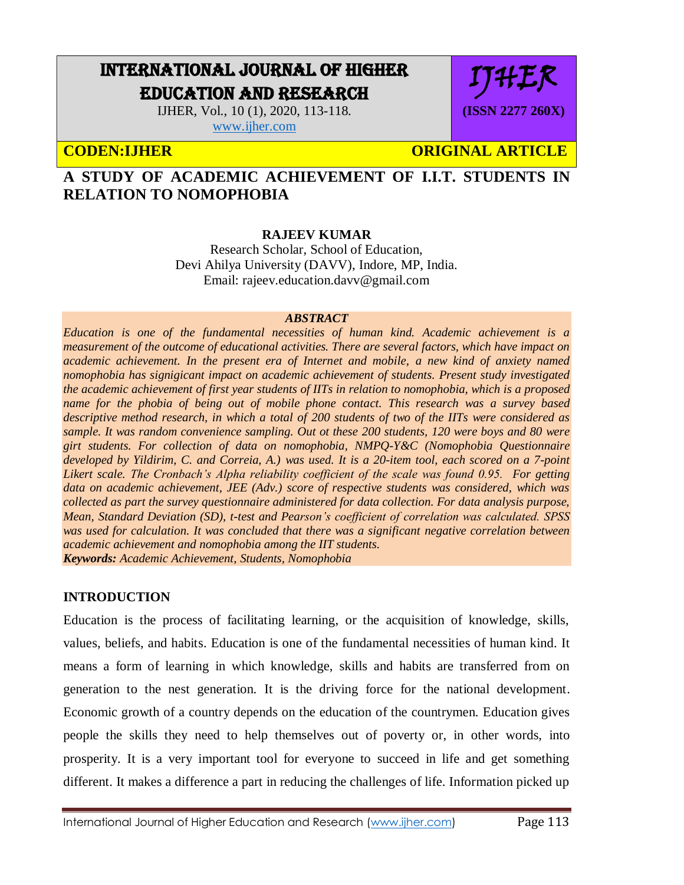# INTERNATIONAL JOURNAL OF HIGHER EDUCATION AND RESEARCH

IJHER, Vol., 10 (1), 2020, 113-118.
www.ijher.com

IJHER
(ISSN 2277 260X)

**CODEN:IJHER** **ORIGINAL ARTICLE**

## A STUDY OF ACADEMIC ACHIEVEMENT OF I.I.T. STUDENTS IN RELATION TO NOMOPHOBIA

**RAJEEV KUMAR**
Research Scholar, School of Education,
Devi Ahilya University (DAVV), Indore, MP, India.
Email: rajeev.education.davv@gmail.com

***ABSTRACT***

*Education is one of the fundamental necessities of human kind. Academic achievement is a measurement of the outcome of educational activities. There are several factors, which have impact on academic achievement. In the present era of Internet and mobile, a new kind of anxiety named nomophobia has signigicant impact on academic achievement of students. Present study investigated the academic achievement of first year students of IITs in relation to nomophobia, which is a proposed name for the phobia of being out of mobile phone contact. This research was a survey based descriptive method research, in which a total of 200 students of two of the IITs were considered as sample. It was random convenience sampling. Out ot these 200 students, 120 were boys and 80 were girt students. For collection of data on nomophobia, NMPQ-Y&C (Nomophobia Questionnaire developed by Yildirim, C. and Correia, A.) was used. It is a 20-item tool, each scored on a 7-point Likert scale. The Cronbach's Alpha reliability coefficient of the scale was found 0.95. For getting data on academic achievement, JEE (Adv.) score of respective students was considered, which was collected as part the survey questionnaire administered for data collection. For data analysis purpose, Mean, Standard Deviation (SD), t-test and Pearson's coefficient of correlation was calculated. SPSS was used for calculation. It was concluded that there was a significant negative correlation between academic achievement and nomophobia among the IIT students.*

***Keywords:*** *Academic Achievement, Students, Nomophobia*

## INTRODUCTION

Education is the process of facilitating learning, or the acquisition of knowledge, skills, values, beliefs, and habits. Education is one of the fundamental necessities of human kind. It means a form of learning in which knowledge, skills and habits are transferred from on generation to the nest generation. It is the driving force for the national development. Economic growth of a country depends on the education of the countrymen. Education gives people the skills they need to help themselves out of poverty or, in other words, into prosperity. It is a very important tool for everyone to succeed in life and get something different. It makes a difference a part in reducing the challenges of life. Information picked up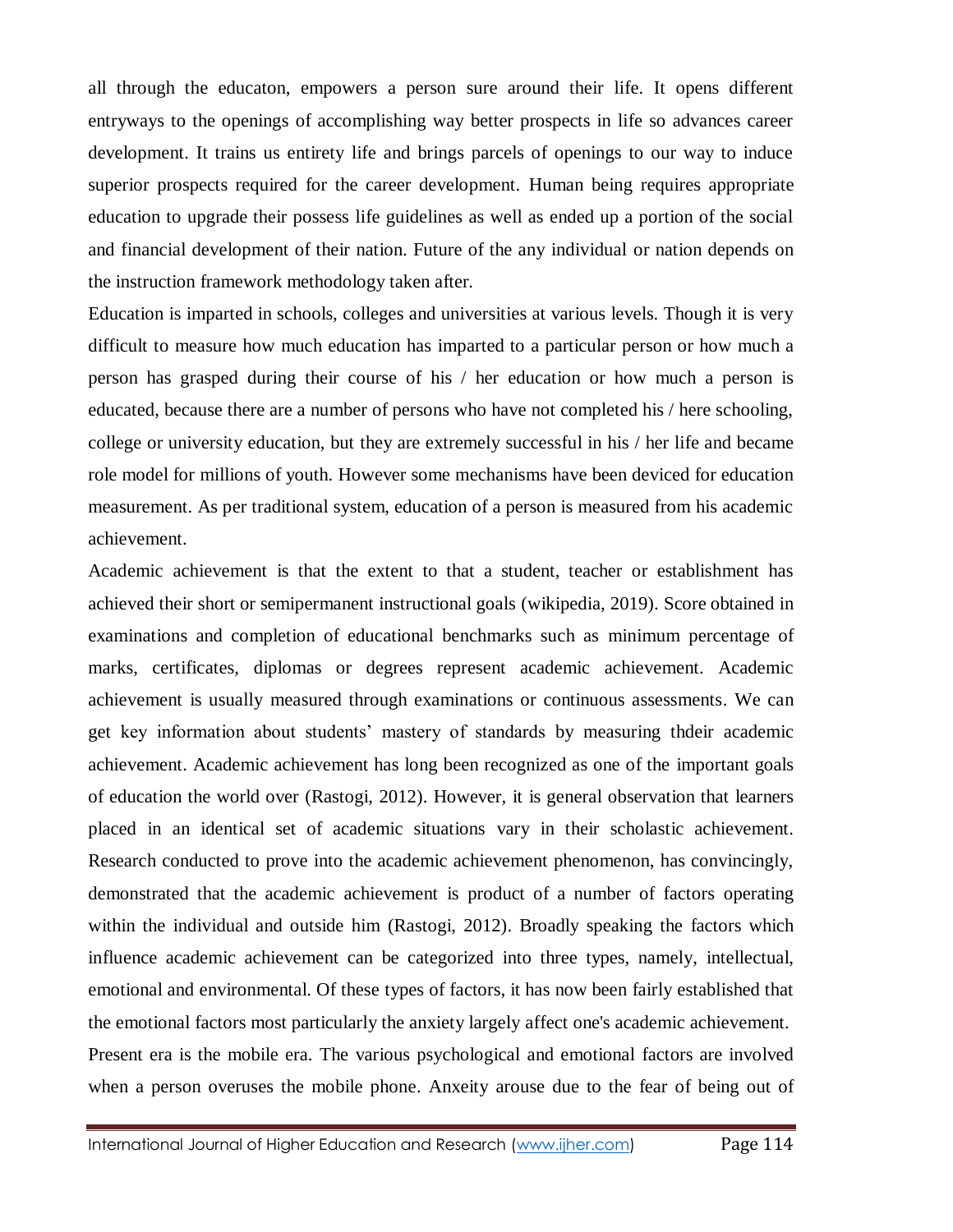all through the educaton, empowers a person sure around their life. It opens different entryways to the openings of accomplishing way better prospects in life so advances career development. It trains us entirety life and brings parcels of openings to our way to induce superior prospects required for the career development. Human being requires appropriate education to upgrade their possess life guidelines as well as ended up a portion of the social and financial development of their nation. Future of the any individual or nation depends on the instruction framework methodology taken after.

Education is imparted in schools, colleges and universities at various levels. Though it is very difficult to measure how much education has imparted to a particular person or how much a person has grasped during their course of his / her education or how much a person is educated, because there are a number of persons who have not completed his / here schooling, college or university education, but they are extremely successful in his / her life and became role model for millions of youth. However some mechanisms have been deviced for education measurement. As per traditional system, education of a person is measured from his academic achievement.

Academic achievement is that the extent to that a student, teacher or establishment has achieved their short or semipermanent instructional goals (wikipedia, 2019). Score obtained in examinations and completion of educational benchmarks such as minimum percentage of marks, certificates, diplomas or degrees represent academic achievement. Academic achievement is usually measured through examinations or continuous assessments. We can get key information about students' mastery of standards by measuring thdeir academic achievement. Academic achievement has long been recognized as one of the important goals of education the world over (Rastogi, 2012). However, it is general observation that learners placed in an identical set of academic situations vary in their scholastic achievement. Research conducted to prove into the academic achievement phenomenon, has convincingly, demonstrated that the academic achievement is product of a number of factors operating within the individual and outside him (Rastogi, 2012). Broadly speaking the factors which influence academic achievement can be categorized into three types, namely, intellectual, emotional and environmental. Of these types of factors, it has now been fairly established that the emotional factors most particularly the anxiety largely affect one's academic achievement.

Present era is the mobile era. The various psychological and emotional factors are involved when a person overuses the mobile phone. Anxeity arouse due to the fear of being out of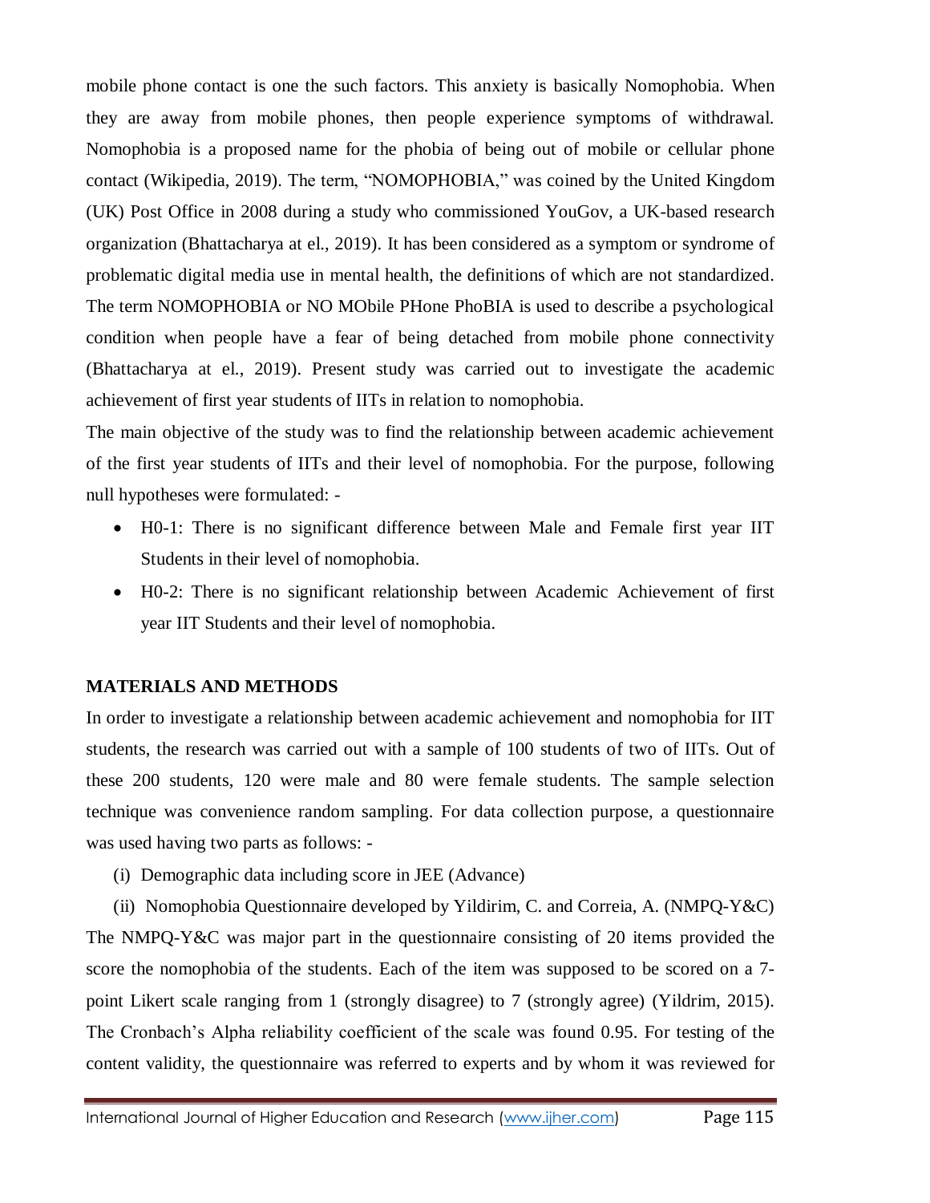mobile phone contact is one the such factors. This anxiety is basically Nomophobia. When they are away from mobile phones, then people experience symptoms of withdrawal. Nomophobia is a proposed name for the phobia of being out of mobile or cellular phone contact (Wikipedia, 2019). The term, "NOMOPHOBIA," was coined by the United Kingdom (UK) Post Office in 2008 during a study who commissioned YouGov, a UK-based research organization (Bhattacharya at el., 2019). It has been considered as a symptom or syndrome of problematic digital media use in mental health, the definitions of which are not standardized. The term NOMOPHOBIA or NO MObile PHone PhoBIA is used to describe a psychological condition when people have a fear of being detached from mobile phone connectivity (Bhattacharya at el., 2019). Present study was carried out to investigate the academic achievement of first year students of IITs in relation to nomophobia.

The main objective of the study was to find the relationship between academic achievement of the first year students of IITs and their level of nomophobia. For the purpose, following null hypotheses were formulated: -

- H0-1: There is no significant difference between Male and Female first year IIT Students in their level of nomophobia.
- H0-2: There is no significant relationship between Academic Achievement of first year IIT Students and their level of nomophobia.

## MATERIALS AND METHODS

In order to investigate a relationship between academic achievement and nomophobia for IIT students, the research was carried out with a sample of 100 students of two of IITs. Out of these 200 students, 120 were male and 80 were female students. The sample selection technique was convenience random sampling. For data collection purpose, a questionnaire was used having two parts as follows: -

(i) Demographic data including score in JEE (Advance)

(ii) Nomophobia Questionnaire developed by Yildirim, C. and Correia, A. (NMPQ-Y&C)

The NMPQ-Y&C was major part in the questionnaire consisting of 20 items provided the score the nomophobia of the students. Each of the item was supposed to be scored on a 7-point Likert scale ranging from 1 (strongly disagree) to 7 (strongly agree) (Yildrim, 2015). The Cronbach's Alpha reliability coefficient of the scale was found 0.95. For testing of the content validity, the questionnaire was referred to experts and by whom it was reviewed for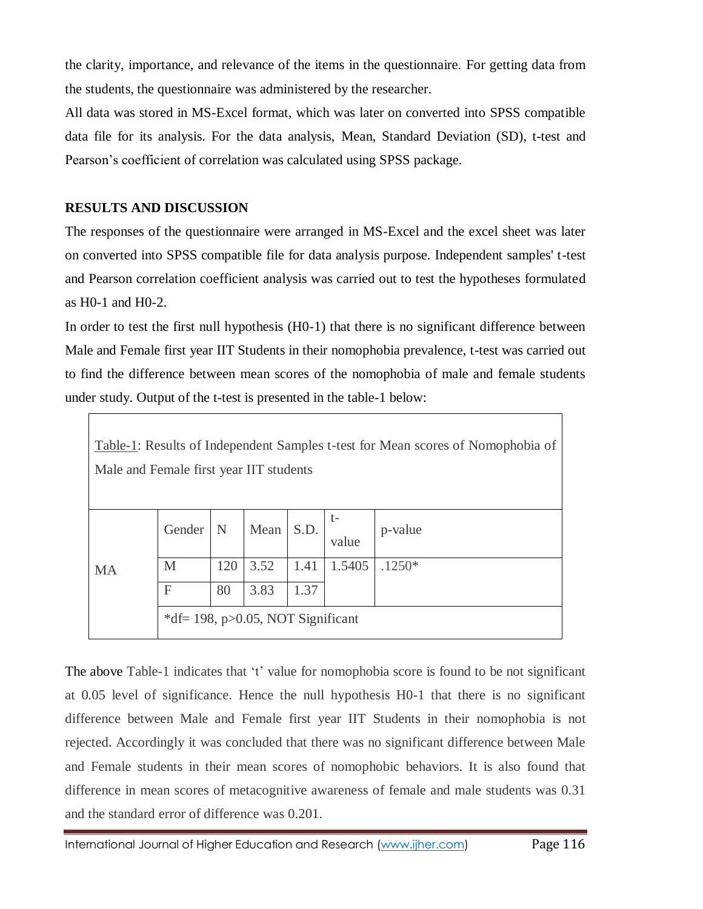the clarity, importance, and relevance of the items in the questionnaire. For getting data from the students, the questionnaire was administered by the researcher.

All data was stored in MS-Excel format, which was later on converted into SPSS compatible data file for its analysis. For the data analysis, Mean, Standard Deviation (SD), t-test and Pearson's coefficient of correlation was calculated using SPSS package.

## RESULTS AND DISCUSSION

The responses of the questionnaire were arranged in MS-Excel and the excel sheet was later on converted into SPSS compatible file for data analysis purpose. Independent samples' t-test and Pearson correlation coefficient analysis was carried out to test the hypotheses formulated as H0-1 and H0-2.

In order to test the first null hypothesis (H0-1) that there is no significant difference between Male and Female first year IIT Students in their nomophobia prevalence, t-test was carried out to find the difference between mean scores of the nomophobia of male and female students under study. Output of the t-test is presented in the table-1 below:

Table-1: Results of Independent Samples t-test for Mean scores of Nomophobia of Male and Female first year IIT students

| | Gender | N | Mean | S.D. | t-value | p-value |
|---|---|---|---|---|---|---|
| MA | M | 120 | 3.52 | 1.41 | 1.5405 | .1250* |
| | F | 80 | 3.83 | 1.37 | | |
| | *df= 198, p>0.05, NOT Significant | | | | | |

The above Table-1 indicates that 't' value for nomophobia score is found to be not significant at 0.05 level of significance. Hence the null hypothesis H0-1 that there is no significant difference between Male and Female first year IIT Students in their nomophobia is not rejected. Accordingly it was concluded that there was no significant difference between Male and Female students in their mean scores of nomophobic behaviors. It is also found that difference in mean scores of metacognitive awareness of female and male students was 0.31 and the standard error of difference was 0.201.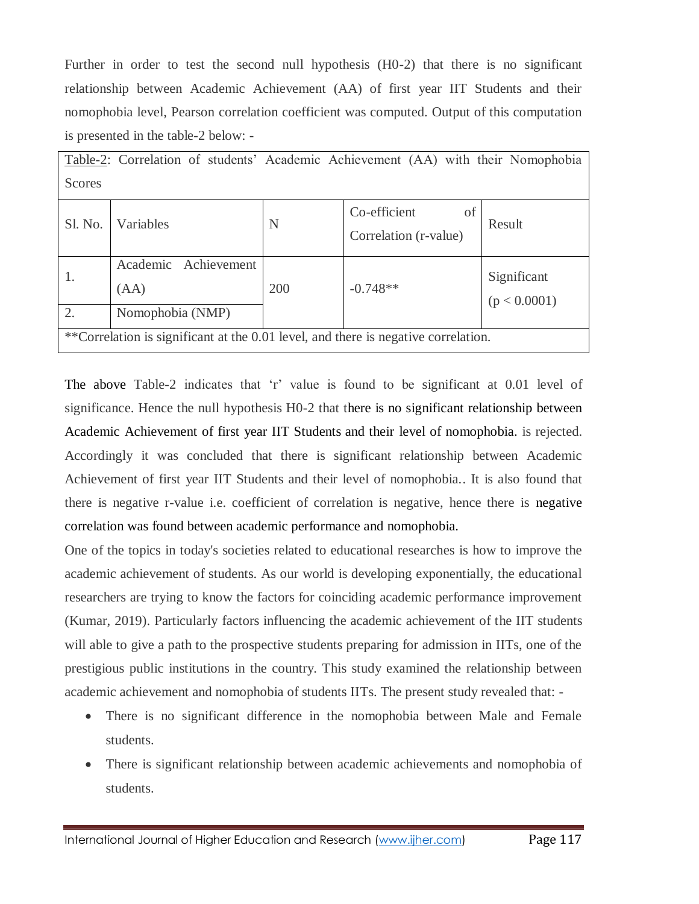Further in order to test the second null hypothesis (H0-2) that there is no significant relationship between Academic Achievement (AA) of first year IIT Students and their nomophobia level, Pearson correlation coefficient was computed. Output of this computation is presented in the table-2 below: -

Table-2: Correlation of students' Academic Achievement (AA) with their Nomophobia Scores

| Sl. No. | Variables | N | Co-efficient of Correlation (r-value) | Result |
|---|---|---|---|---|
| 1. | Academic Achievement (AA) | 200 | -0.748** | Significant ($p < 0.0001$) |
| 2. | Nomophobia (NMP) | | | |

**Correlation is significant at the 0.01 level, and there is negative correlation.

The above Table-2 indicates that 'r' value is found to be significant at 0.01 level of significance. Hence the null hypothesis H0-2 that there is no significant relationship between Academic Achievement of first year IIT Students and their level of nomophobia. is rejected. Accordingly it was concluded that there is significant relationship between Academic Achievement of first year IIT Students and their level of nomophobia.. It is also found that there is negative r-value i.e. coefficient of correlation is negative, hence there is negative correlation was found between academic performance and nomophobia.

One of the topics in today's societies related to educational researches is how to improve the academic achievement of students. As our world is developing exponentially, the educational researchers are trying to know the factors for coinciding academic performance improvement (Kumar, 2019). Particularly factors influencing the academic achievement of the IIT students will able to give a path to the prospective students preparing for admission in IITs, one of the prestigious public institutions in the country. This study examined the relationship between academic achievement and nomophobia of students IITs. The present study revealed that: -

- There is no significant difference in the nomophobia between Male and Female students.
- There is significant relationship between academic achievements and nomophobia of students.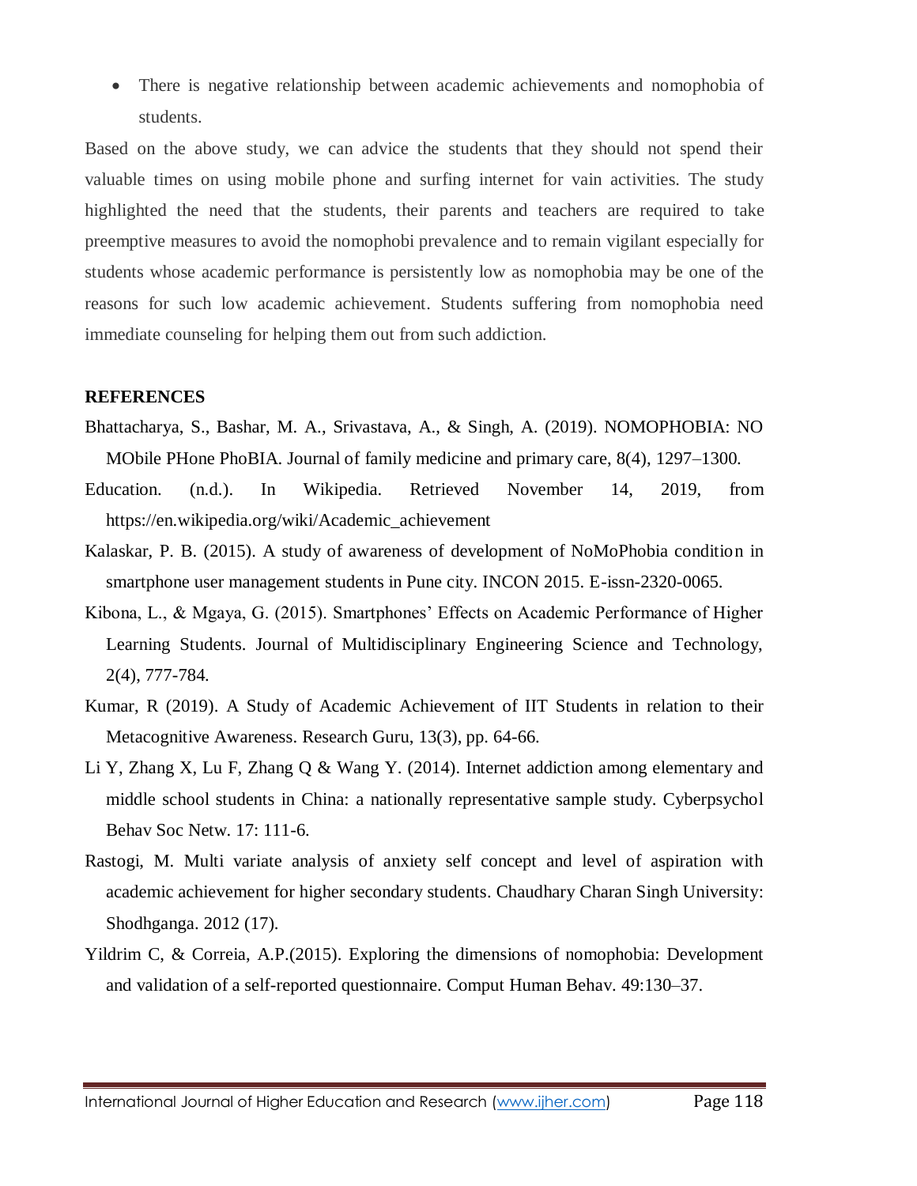- There is negative relationship between academic achievements and nomophobia of students.

Based on the above study, we can advice the students that they should not spend their valuable times on using mobile phone and surfing internet for vain activities. The study highlighted the need that the students, their parents and teachers are required to take preemptive measures to avoid the nomophobi prevalence and to remain vigilant especially for students whose academic performance is persistently low as nomophobia may be one of the reasons for such low academic achievement. Students suffering from nomophobia need immediate counseling for helping them out from such addiction.

**REFERENCES**

Bhattacharya, S., Bashar, M. A., Srivastava, A., & Singh, A. (2019). NOMOPHOBIA: NO MObile PHone PhoBIA. Journal of family medicine and primary care, 8(4), 1297–1300.

Education. (n.d.). In Wikipedia. Retrieved November 14, 2019, from https://en.wikipedia.org/wiki/Academic_achievement

Kalaskar, P. B. (2015). A study of awareness of development of NoMoPhobia condition in smartphone user management students in Pune city. INCON 2015. E-issn-2320-0065.

Kibona, L., & Mgaya, G. (2015). Smartphones' Effects on Academic Performance of Higher Learning Students. Journal of Multidisciplinary Engineering Science and Technology, 2(4), 777-784.

Kumar, R (2019). A Study of Academic Achievement of IIT Students in relation to their Metacognitive Awareness. Research Guru, 13(3), pp. 64-66.

Li Y, Zhang X, Lu F, Zhang Q & Wang Y. (2014). Internet addiction among elementary and middle school students in China: a nationally representative sample study. Cyberpsychol Behav Soc Netw. 17: 111-6.

Rastogi, M. Multi variate analysis of anxiety self concept and level of aspiration with academic achievement for higher secondary students. Chaudhary Charan Singh University: Shodhganga. 2012 (17).

Yildrim C, & Correia, A.P.(2015). Exploring the dimensions of nomophobia: Development and validation of a self-reported questionnaire. Comput Human Behav. 49:130–37.